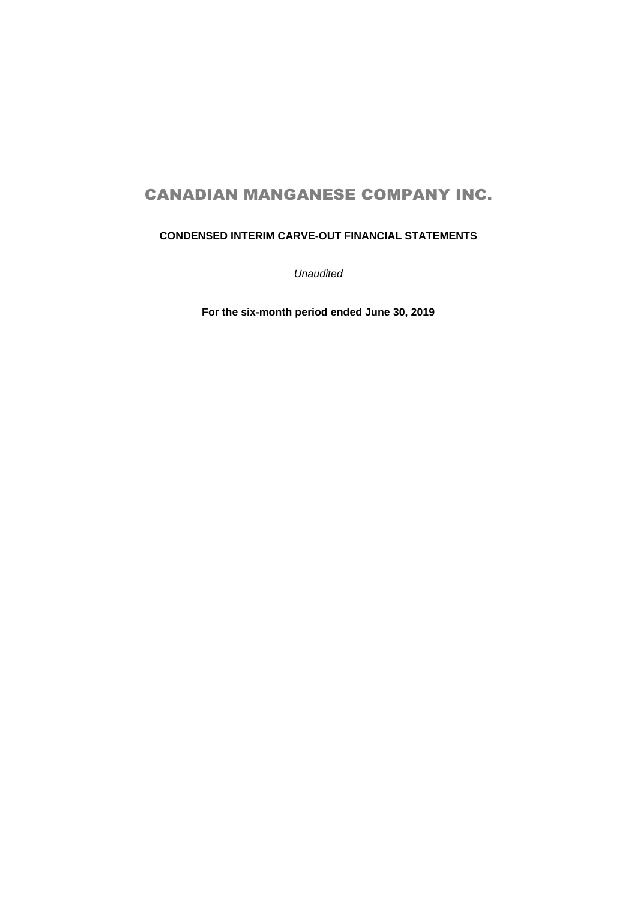# CANADIAN MANGANESE COMPANY INC.

**CONDENSED INTERIM CARVE-OUT FINANCIAL STATEMENTS**

*Unaudited*

**For the six-month period ended June 30, 2019**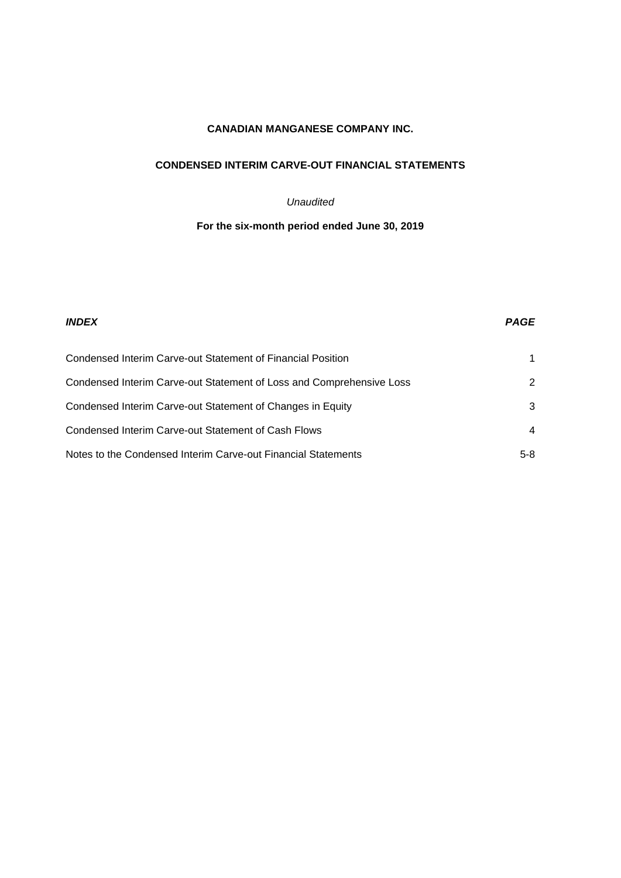# CANADIAN MANGANESE COMPANY INC.

## CONDENSED INTERIM CARVE-OUT FINANCIAL STATEMENTS

*Unaudited*

**For the six-month period ended June 30, 2019**

| ***INDEX*** | ***PAGE*** |
|---|---|
| Condensed Interim Carve-out Statement of Financial Position | 1 |
| Condensed Interim Carve-out Statement of Loss and Comprehensive Loss | 2 |
| Condensed Interim Carve-out Statement of Changes in Equity | 3 |
| Condensed Interim Carve-out Statement of Cash Flows | 4 |
| Notes to the Condensed Interim Carve-out Financial Statements | 5-8 |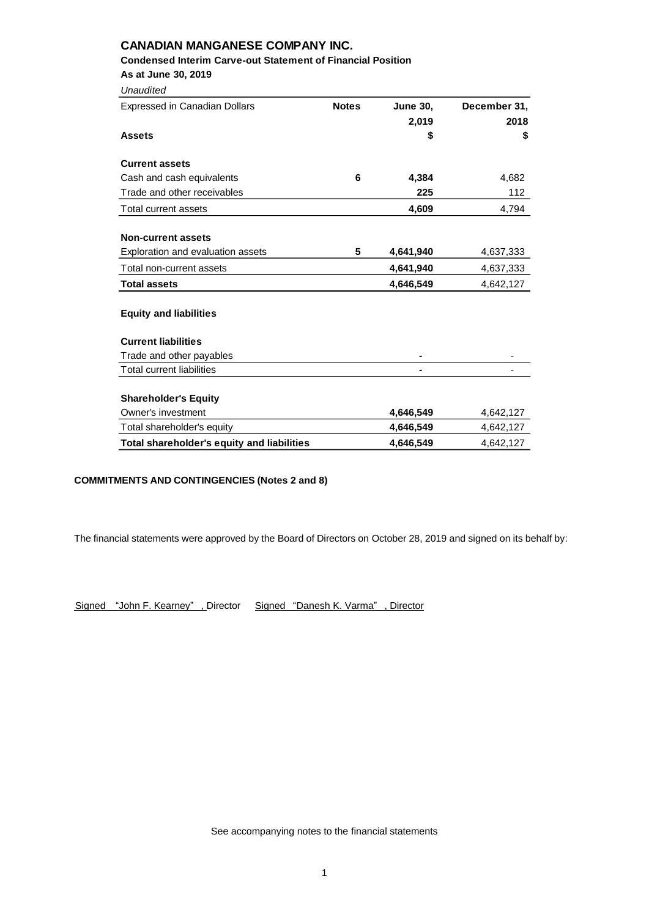# CANADIAN MANGANESE COMPANY INC.

**Condensed Interim Carve-out Statement of Financial Position**

**As at June 30, 2019**

*Unaudited*

| Expressed in Canadian Dollars | Notes | June 30, 2,019 | December 31, 2018 |
|---|---|---|---|
| **Assets** | | **$** | **$** |
| **Current assets** | | | |
| Cash and cash equivalents | **6** | **4,384** | 4,682 |
| Trade and other receivables | | **225** | 112 |
| Total current assets | | **4,609** | 4,794 |
| **Non-current assets** | | | |
| Exploration and evaluation assets | **5** | **4,641,940** | 4,637,333 |
| Total non-current assets | | **4,641,940** | 4,637,333 |
| **Total assets** | | **4,646,549** | 4,642,127 |
| **Equity and liabilities** | | | |
| **Current liabilities** | | | |
| Trade and other payables | | **-** | - |
| Total current liabilities | | **-** | - |
| **Shareholder's Equity** | | | |
| Owner's investment | | **4,646,549** | 4,642,127 |
| Total shareholder's equity | | **4,646,549** | 4,642,127 |
| **Total shareholder's equity and liabilities** | | **4,646,549** | 4,642,127 |

**COMMITMENTS AND CONTINGENCIES (Notes 2 and 8)**

The financial statements were approved by the Board of Directors on October 28, 2019 and signed on its behalf by:

Signed "John F. Kearney" , Director     Signed "Danesh K. Varma" , Director

See accompanying notes to the financial statements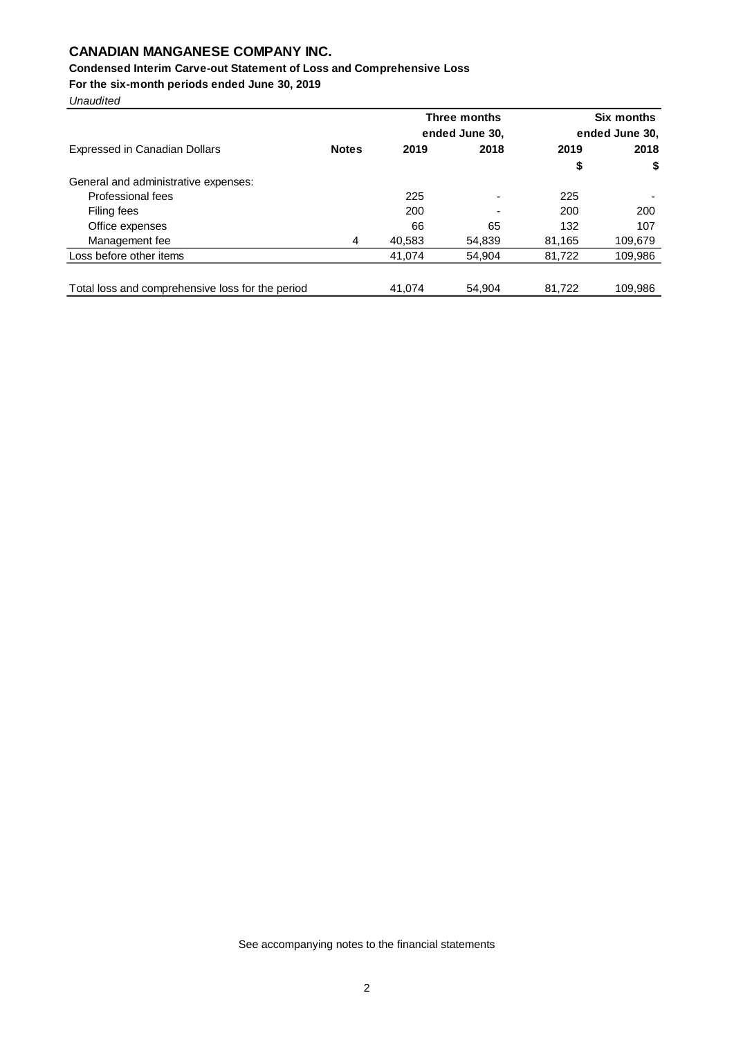# CANADIAN MANGANESE COMPANY INC.

**Condensed Interim Carve-out Statement of Loss and Comprehensive Loss**

**For the six-month periods ended June 30, 2019**

*Unaudited*

| Expressed in Canadian Dollars | Notes | Three months ended June 30, 2019 | Three months ended June 30, 2018 | Six months ended June 30, 2019 | Six months ended June 30, 2018 |
|---|---|---|---|---|---|
| | | | | \$ | \$ |
| General and administrative expenses: | | | | | |
| Professional fees | | 225 | - | 225 | - |
| Filing fees | | 200 | - | 200 | 200 |
| Office expenses | | 66 | 65 | 132 | 107 |
| Management fee | 4 | 40,583 | 54,839 | 81,165 | 109,679 |
| Loss before other items | | 41,074 | 54,904 | 81,722 | 109,986 |
| Total loss and comprehensive loss for the period | | 41,074 | 54,904 | 81,722 | 109,986 |

See accompanying notes to the financial statements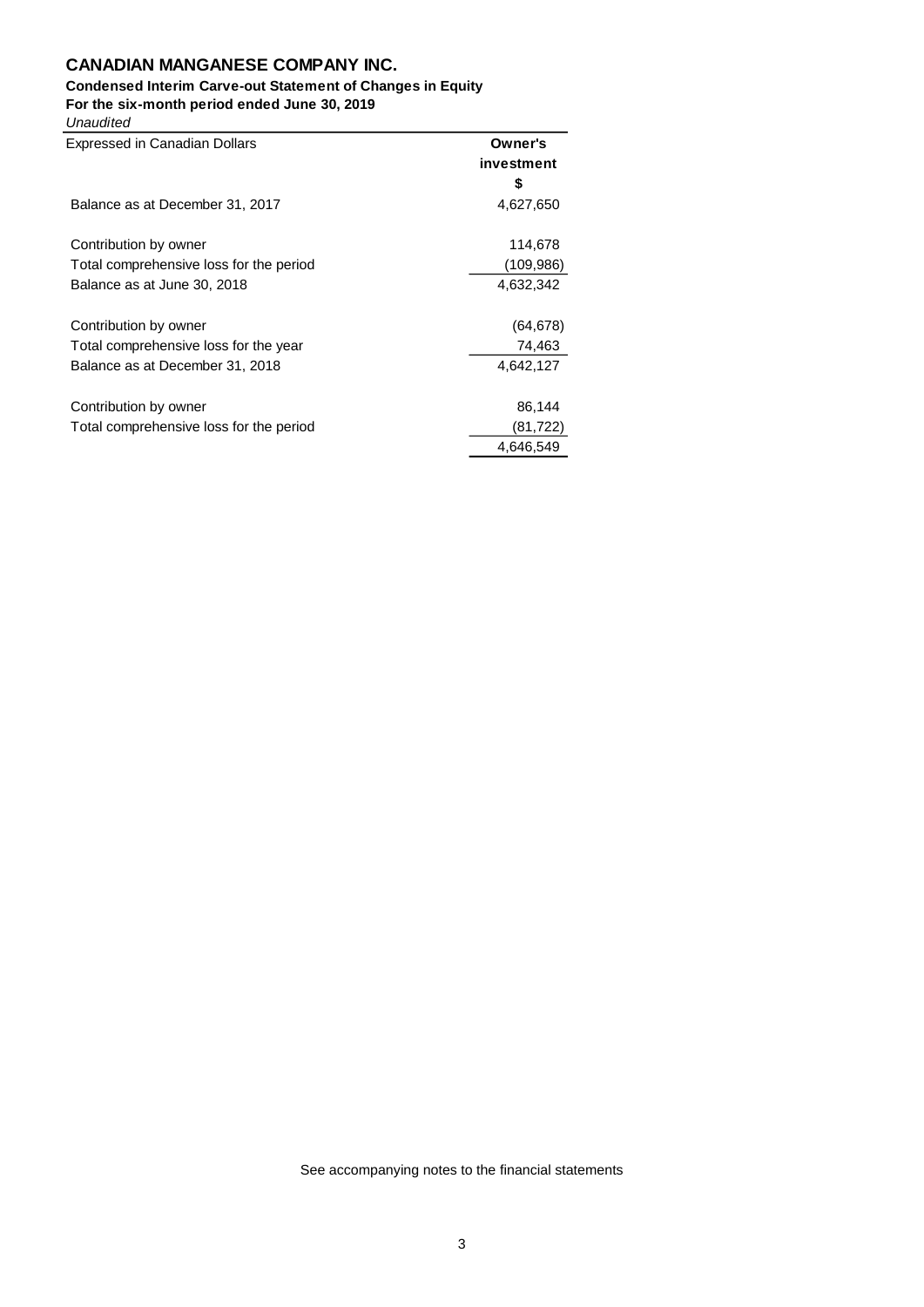# CANADIAN MANGANESE COMPANY INC.

**Condensed Interim Carve-out Statement of Changes in Equity**
**For the six-month period ended June 30, 2019**
*Unaudited*

| Expressed in Canadian Dollars | Owner's investment $ |
|---|---|
| Balance as at December 31, 2017 | 4,627,650 |
| Contribution by owner | 114,678 |
| Total comprehensive loss for the period | (109,986) |
| Balance as at June 30, 2018 | 4,632,342 |
| Contribution by owner | (64,678) |
| Total comprehensive loss for the year | 74,463 |
| Balance as at December 31, 2018 | 4,642,127 |
| Contribution by owner | 86,144 |
| Total comprehensive loss for the period | (81,722) |
| | 4,646,549 |

See accompanying notes to the financial statements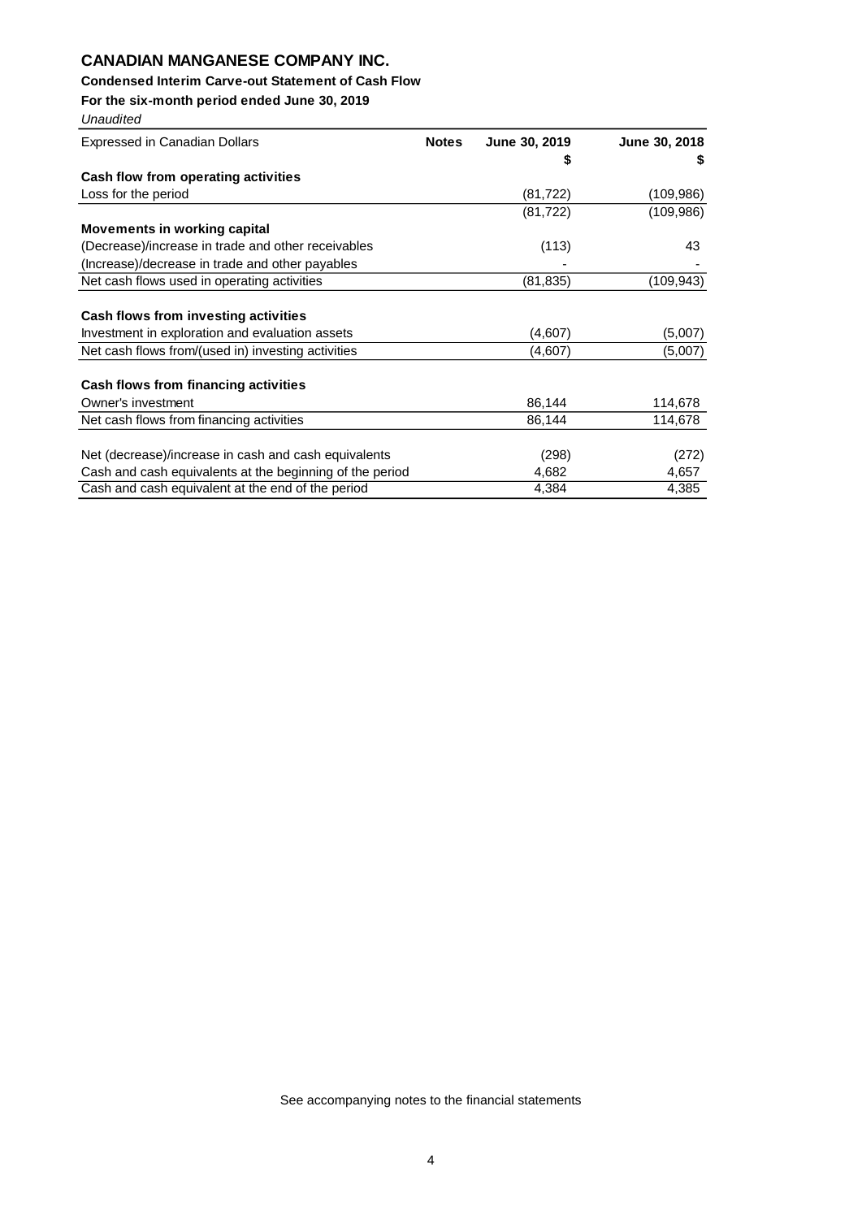# CANADIAN MANGANESE COMPANY INC.

**Condensed Interim Carve-out Statement of Cash Flow**

**For the six-month period ended June 30, 2019**

*Unaudited*

| Expressed in Canadian Dollars | Notes | June 30, 2019<br>$ | June 30, 2018<br>$ |
|---|---|---|---|
| **Cash flow from operating activities** | | | |
| Loss for the period | | (81,722) | (109,986) |
| | | (81,722) | (109,986) |
| **Movements in working capital** | | | |
| (Decrease)/increase in trade and other receivables | | (113) | 43 |
| (Increase)/decrease in trade and other payables | | - | - |
| Net cash flows used in operating activities | | (81,835) | (109,943) |
| | | | |
| **Cash flows from investing activities** | | | |
| Investment in exploration and evaluation assets | | (4,607) | (5,007) |
| Net cash flows from/(used in) investing activities | | (4,607) | (5,007) |
| | | | |
| **Cash flows from financing activities** | | | |
| Owner's investment | | 86,144 | 114,678 |
| Net cash flows from financing activities | | 86,144 | 114,678 |
| | | | |
| Net (decrease)/increase in cash and cash equivalents | | (298) | (272) |
| Cash and cash equivalents at the beginning of the period | | 4,682 | 4,657 |
| Cash and cash equivalent at the end of the period | | 4,384 | 4,385 |

See accompanying notes to the financial statements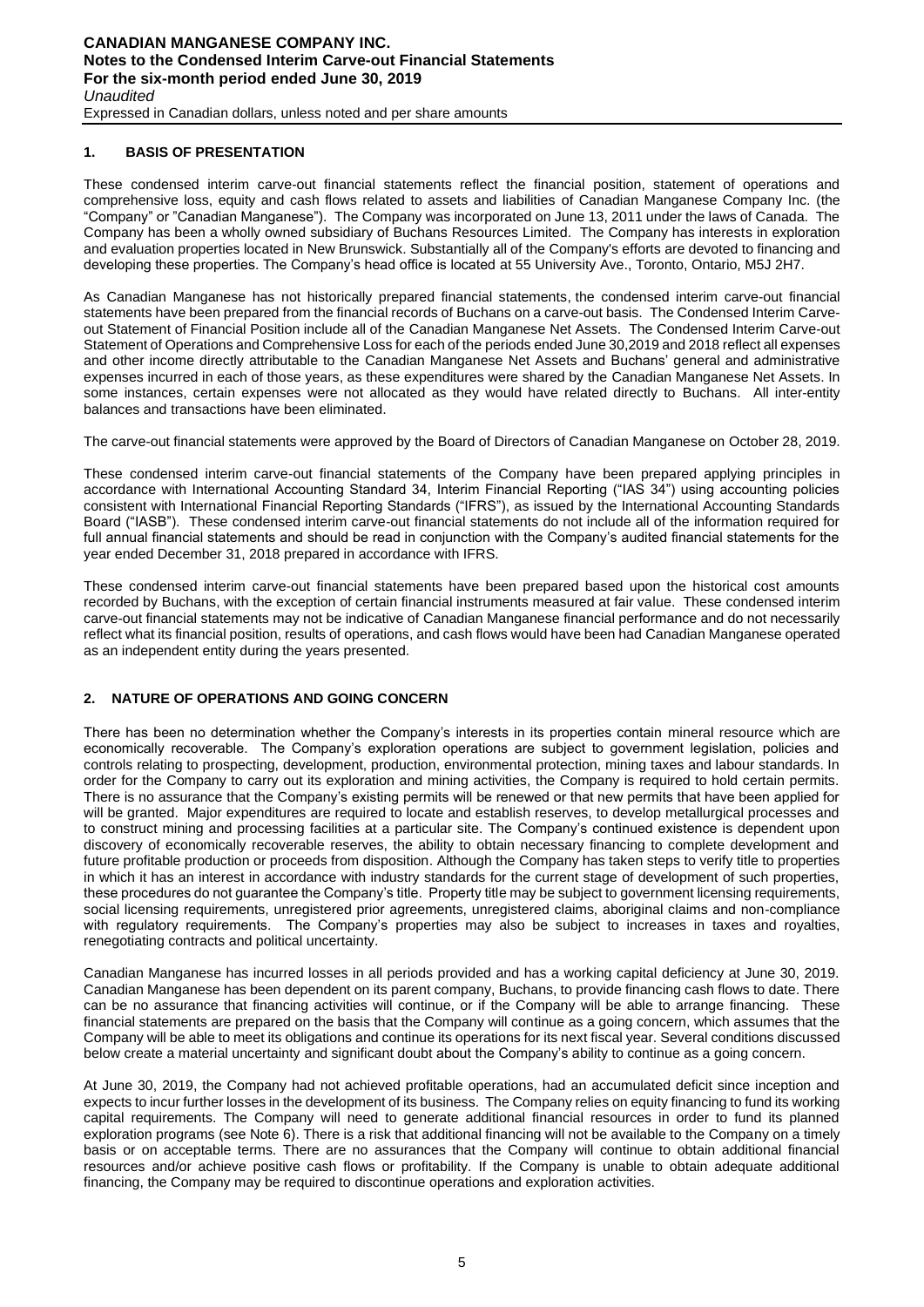## 1. BASIS OF PRESENTATION

These condensed interim carve-out financial statements reflect the financial position, statement of operations and comprehensive loss, equity and cash flows related to assets and liabilities of Canadian Manganese Company Inc. (the "Company" or "Canadian Manganese"). The Company was incorporated on June 13, 2011 under the laws of Canada. The Company has been a wholly owned subsidiary of Buchans Resources Limited. The Company has interests in exploration and evaluation properties located in New Brunswick. Substantially all of the Company's efforts are devoted to financing and developing these properties. The Company's head office is located at 55 University Ave., Toronto, Ontario, M5J 2H7.

As Canadian Manganese has not historically prepared financial statements, the condensed interim carve-out financial statements have been prepared from the financial records of Buchans on a carve-out basis. The Condensed Interim Carve-out Statement of Financial Position include all of the Canadian Manganese Net Assets. The Condensed Interim Carve-out Statement of Operations and Comprehensive Loss for each of the periods ended June 30,2019 and 2018 reflect all expenses and other income directly attributable to the Canadian Manganese Net Assets and Buchans' general and administrative expenses incurred in each of those years, as these expenditures were shared by the Canadian Manganese Net Assets. In some instances, certain expenses were not allocated as they would have related directly to Buchans. All inter-entity balances and transactions have been eliminated.

The carve-out financial statements were approved by the Board of Directors of Canadian Manganese on October 28, 2019.

These condensed interim carve-out financial statements of the Company have been prepared applying principles in accordance with International Accounting Standard 34, Interim Financial Reporting ("IAS 34") using accounting policies consistent with International Financial Reporting Standards ("IFRS"), as issued by the International Accounting Standards Board ("IASB"). These condensed interim carve-out financial statements do not include all of the information required for full annual financial statements and should be read in conjunction with the Company's audited financial statements for the year ended December 31, 2018 prepared in accordance with IFRS.

These condensed interim carve-out financial statements have been prepared based upon the historical cost amounts recorded by Buchans, with the exception of certain financial instruments measured at fair value. These condensed interim carve-out financial statements may not be indicative of Canadian Manganese financial performance and do not necessarily reflect what its financial position, results of operations, and cash flows would have been had Canadian Manganese operated as an independent entity during the years presented.

## 2. NATURE OF OPERATIONS AND GOING CONCERN

There has been no determination whether the Company's interests in its properties contain mineral resource which are economically recoverable. The Company's exploration operations are subject to government legislation, policies and controls relating to prospecting, development, production, environmental protection, mining taxes and labour standards. In order for the Company to carry out its exploration and mining activities, the Company is required to hold certain permits. There is no assurance that the Company's existing permits will be renewed or that new permits that have been applied for will be granted. Major expenditures are required to locate and establish reserves, to develop metallurgical processes and to construct mining and processing facilities at a particular site. The Company's continued existence is dependent upon discovery of economically recoverable reserves, the ability to obtain necessary financing to complete development and future profitable production or proceeds from disposition. Although the Company has taken steps to verify title to properties in which it has an interest in accordance with industry standards for the current stage of development of such properties, these procedures do not guarantee the Company's title. Property title may be subject to government licensing requirements, social licensing requirements, unregistered prior agreements, unregistered claims, aboriginal claims and non-compliance with regulatory requirements. The Company's properties may also be subject to increases in taxes and royalties, renegotiating contracts and political uncertainty.

Canadian Manganese has incurred losses in all periods provided and has a working capital deficiency at June 30, 2019. Canadian Manganese has been dependent on its parent company, Buchans, to provide financing cash flows to date. There can be no assurance that financing activities will continue, or if the Company will be able to arrange financing. These financial statements are prepared on the basis that the Company will continue as a going concern, which assumes that the Company will be able to meet its obligations and continue its operations for its next fiscal year. Several conditions discussed below create a material uncertainty and significant doubt about the Company's ability to continue as a going concern.

At June 30, 2019, the Company had not achieved profitable operations, had an accumulated deficit since inception and expects to incur further losses in the development of its business. The Company relies on equity financing to fund its working capital requirements. The Company will need to generate additional financial resources in order to fund its planned exploration programs (see Note 6). There is a risk that additional financing will not be available to the Company on a timely basis or on acceptable terms. There are no assurances that the Company will continue to obtain additional financial resources and/or achieve positive cash flows or profitability. If the Company is unable to obtain adequate additional financing, the Company may be required to discontinue operations and exploration activities.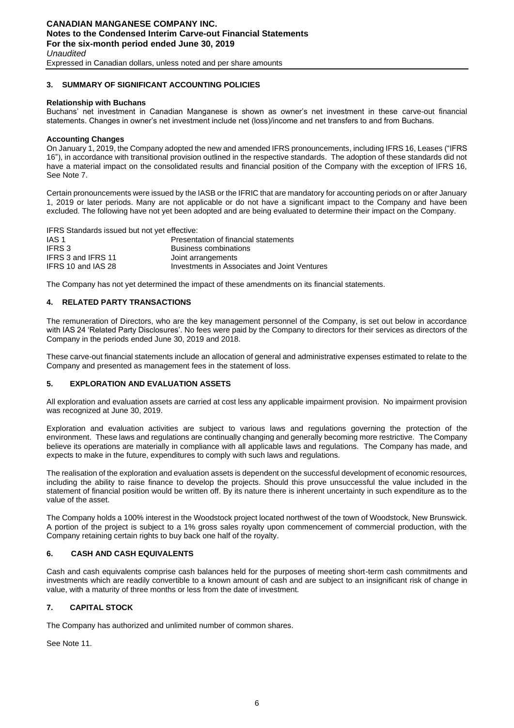## 3. SUMMARY OF SIGNIFICANT ACCOUNTING POLICIES

**Relationship with Buchans**

Buchans' net investment in Canadian Manganese is shown as owner's net investment in these carve-out financial statements. Changes in owner's net investment include net (loss)/income and net transfers to and from Buchans.

**Accounting Changes**

On January 1, 2019, the Company adopted the new and amended IFRS pronouncements, including IFRS 16, Leases ("IFRS 16"), in accordance with transitional provision outlined in the respective standards. The adoption of these standards did not have a material impact on the consolidated results and financial position of the Company with the exception of IFRS 16, See Note 7.

Certain pronouncements were issued by the IASB or the IFRIC that are mandatory for accounting periods on or after January 1, 2019 or later periods. Many are not applicable or do not have a significant impact to the Company and have been excluded. The following have not yet been adopted and are being evaluated to determine their impact on the Company.

IFRS Standards issued but not yet effective:

| | |
|---|---|
| IAS 1 | Presentation of financial statements |
| IFRS 3 | Business combinations |
| IFRS 3 and IFRS 11 | Joint arrangements |
| IFRS 10 and IAS 28 | Investments in Associates and Joint Ventures |

The Company has not yet determined the impact of these amendments on its financial statements.

## 4. RELATED PARTY TRANSACTIONS

The remuneration of Directors, who are the key management personnel of the Company, is set out below in accordance with IAS 24 'Related Party Disclosures'. No fees were paid by the Company to directors for their services as directors of the Company in the periods ended June 30, 2019 and 2018.

These carve-out financial statements include an allocation of general and administrative expenses estimated to relate to the Company and presented as management fees in the statement of loss.

## 5. EXPLORATION AND EVALUATION ASSETS

All exploration and evaluation assets are carried at cost less any applicable impairment provision. No impairment provision was recognized at June 30, 2019.

Exploration and evaluation activities are subject to various laws and regulations governing the protection of the environment. These laws and regulations are continually changing and generally becoming more restrictive. The Company believe its operations are materially in compliance with all applicable laws and regulations. The Company has made, and expects to make in the future, expenditures to comply with such laws and regulations.

The realisation of the exploration and evaluation assets is dependent on the successful development of economic resources, including the ability to raise finance to develop the projects. Should this prove unsuccessful the value included in the statement of financial position would be written off. By its nature there is inherent uncertainty in such expenditure as to the value of the asset.

The Company holds a 100% interest in the Woodstock project located northwest of the town of Woodstock, New Brunswick. A portion of the project is subject to a 1% gross sales royalty upon commencement of commercial production, with the Company retaining certain rights to buy back one half of the royalty.

## 6. CASH AND CASH EQUIVALENTS

Cash and cash equivalents comprise cash balances held for the purposes of meeting short-term cash commitments and investments which are readily convertible to a known amount of cash and are subject to an insignificant risk of change in value, with a maturity of three months or less from the date of investment.

## 7. CAPITAL STOCK

The Company has authorized and unlimited number of common shares.

See Note 11.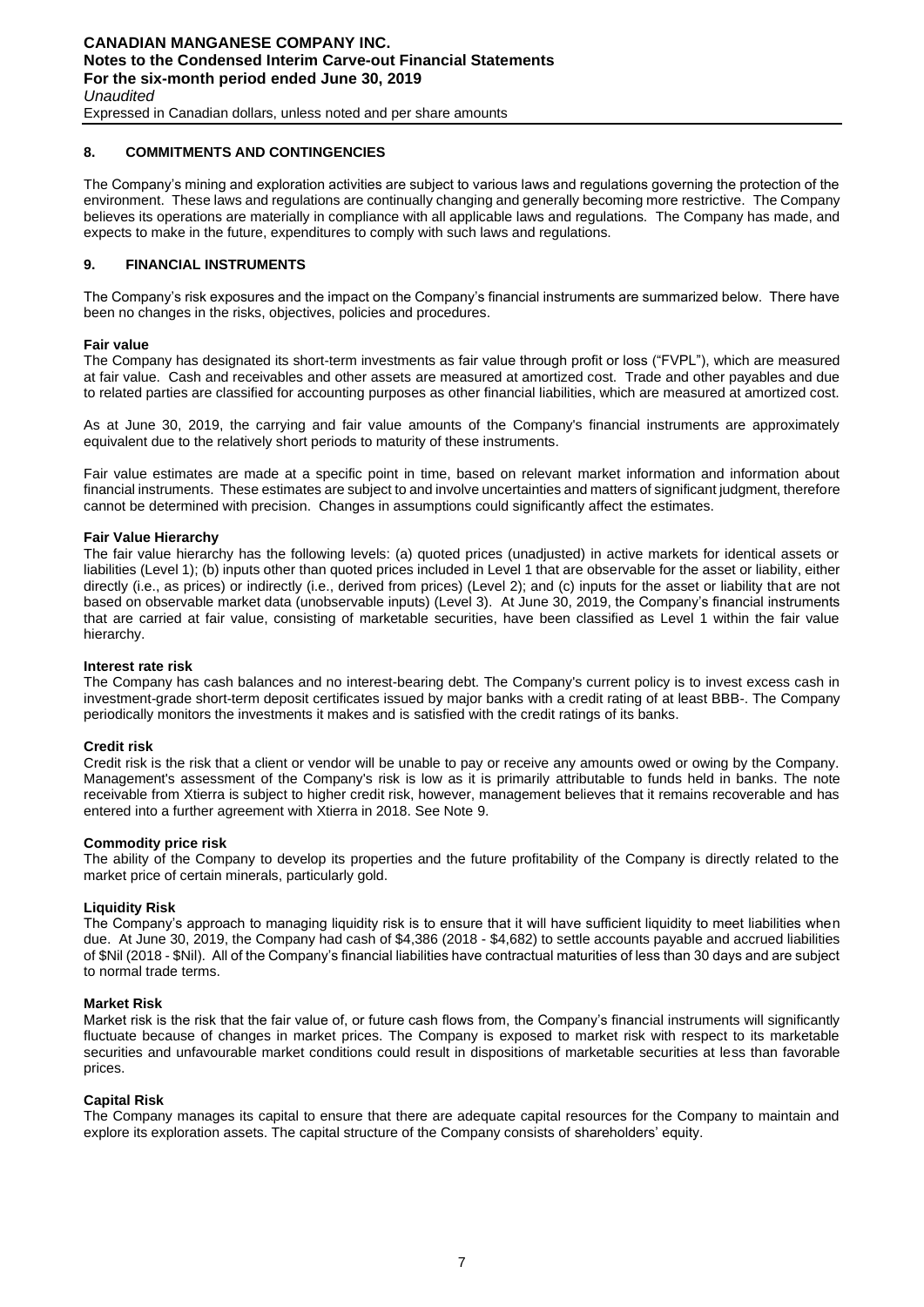## 8. COMMITMENTS AND CONTINGENCIES

The Company's mining and exploration activities are subject to various laws and regulations governing the protection of the environment. These laws and regulations are continually changing and generally becoming more restrictive. The Company believes its operations are materially in compliance with all applicable laws and regulations. The Company has made, and expects to make in the future, expenditures to comply with such laws and regulations.

## 9. FINANCIAL INSTRUMENTS

The Company's risk exposures and the impact on the Company's financial instruments are summarized below. There have been no changes in the risks, objectives, policies and procedures.

**Fair value**
The Company has designated its short-term investments as fair value through profit or loss ("FVPL"), which are measured at fair value. Cash and receivables and other assets are measured at amortized cost. Trade and other payables and due to related parties are classified for accounting purposes as other financial liabilities, which are measured at amortized cost.

As at June 30, 2019, the carrying and fair value amounts of the Company's financial instruments are approximately equivalent due to the relatively short periods to maturity of these instruments.

Fair value estimates are made at a specific point in time, based on relevant market information and information about financial instruments. These estimates are subject to and involve uncertainties and matters of significant judgment, therefore cannot be determined with precision. Changes in assumptions could significantly affect the estimates.

**Fair Value Hierarchy**
The fair value hierarchy has the following levels: (a) quoted prices (unadjusted) in active markets for identical assets or liabilities (Level 1); (b) inputs other than quoted prices included in Level 1 that are observable for the asset or liability, either directly (i.e., as prices) or indirectly (i.e., derived from prices) (Level 2); and (c) inputs for the asset or liability that are not based on observable market data (unobservable inputs) (Level 3). At June 30, 2019, the Company's financial instruments that are carried at fair value, consisting of marketable securities, have been classified as Level 1 within the fair value hierarchy.

**Interest rate risk**
The Company has cash balances and no interest-bearing debt. The Company's current policy is to invest excess cash in investment-grade short-term deposit certificates issued by major banks with a credit rating of at least BBB-. The Company periodically monitors the investments it makes and is satisfied with the credit ratings of its banks.

**Credit risk**
Credit risk is the risk that a client or vendor will be unable to pay or receive any amounts owed or owing by the Company. Management's assessment of the Company's risk is low as it is primarily attributable to funds held in banks. The note receivable from Xtierra is subject to higher credit risk, however, management believes that it remains recoverable and has entered into a further agreement with Xtierra in 2018. See Note 9.

**Commodity price risk**
The ability of the Company to develop its properties and the future profitability of the Company is directly related to the market price of certain minerals, particularly gold.

**Liquidity Risk**
The Company's approach to managing liquidity risk is to ensure that it will have sufficient liquidity to meet liabilities when due. At June 30, 2019, the Company had cash of $4,386 (2018 - $4,682) to settle accounts payable and accrued liabilities of $Nil (2018 - $Nil). All of the Company's financial liabilities have contractual maturities of less than 30 days and are subject to normal trade terms.

**Market Risk**
Market risk is the risk that the fair value of, or future cash flows from, the Company's financial instruments will significantly fluctuate because of changes in market prices. The Company is exposed to market risk with respect to its marketable securities and unfavourable market conditions could result in dispositions of marketable securities at less than favorable prices.

**Capital Risk**
The Company manages its capital to ensure that there are adequate capital resources for the Company to maintain and explore its exploration assets. The capital structure of the Company consists of shareholders' equity.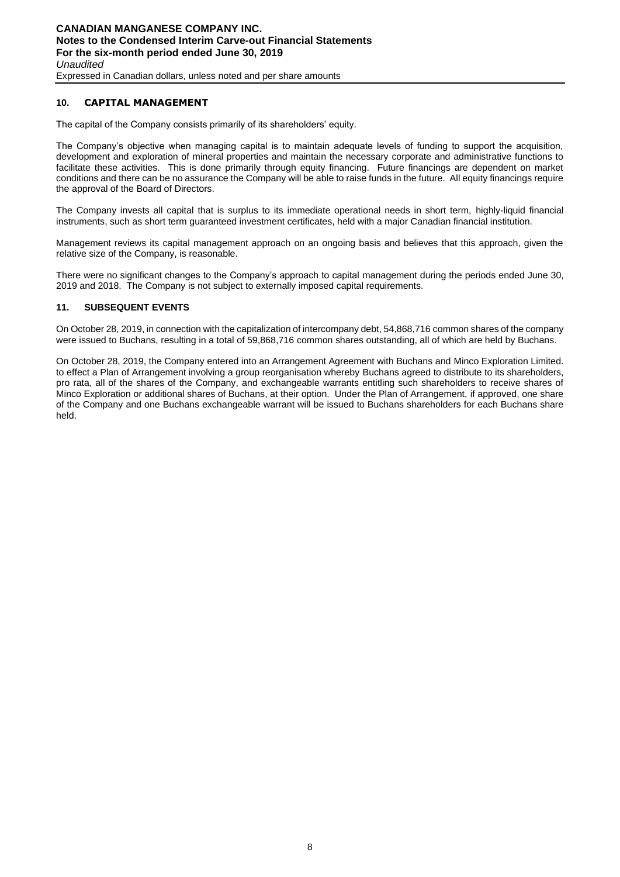## 10. CAPITAL MANAGEMENT

The capital of the Company consists primarily of its shareholders' equity.

The Company's objective when managing capital is to maintain adequate levels of funding to support the acquisition, development and exploration of mineral properties and maintain the necessary corporate and administrative functions to facilitate these activities. This is done primarily through equity financing. Future financings are dependent on market conditions and there can be no assurance the Company will be able to raise funds in the future. All equity financings require the approval of the Board of Directors.

The Company invests all capital that is surplus to its immediate operational needs in short term, highly-liquid financial instruments, such as short term guaranteed investment certificates, held with a major Canadian financial institution.

Management reviews its capital management approach on an ongoing basis and believes that this approach, given the relative size of the Company, is reasonable.

There were no significant changes to the Company's approach to capital management during the periods ended June 30, 2019 and 2018. The Company is not subject to externally imposed capital requirements.

## 11. SUBSEQUENT EVENTS

On October 28, 2019, in connection with the capitalization of intercompany debt, 54,868,716 common shares of the company were issued to Buchans, resulting in a total of 59,868,716 common shares outstanding, all of which are held by Buchans.

On October 28, 2019, the Company entered into an Arrangement Agreement with Buchans and Minco Exploration Limited. to effect a Plan of Arrangement involving a group reorganisation whereby Buchans agreed to distribute to its shareholders, pro rata, all of the shares of the Company, and exchangeable warrants entitling such shareholders to receive shares of Minco Exploration or additional shares of Buchans, at their option. Under the Plan of Arrangement, if approved, one share of the Company and one Buchans exchangeable warrant will be issued to Buchans shareholders for each Buchans share held.